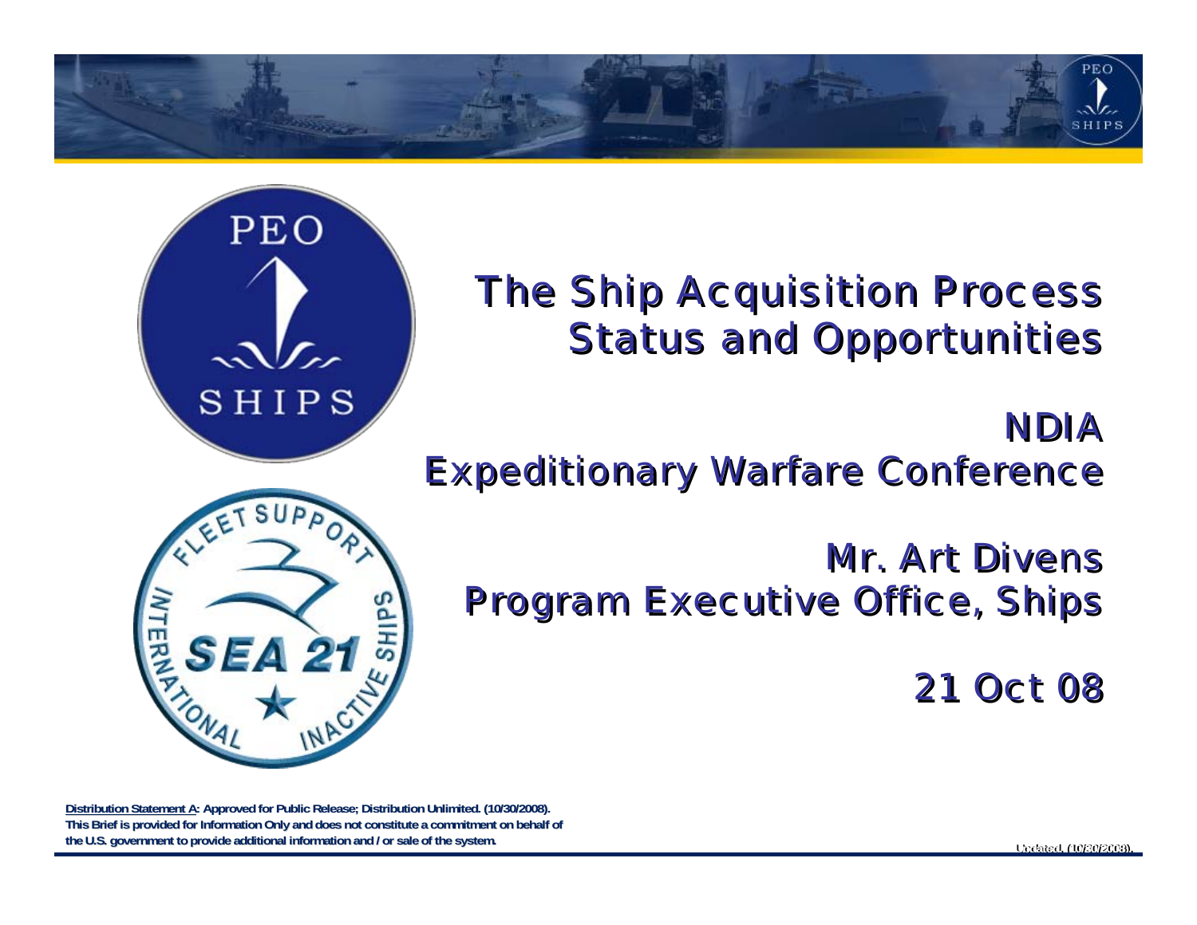# The Ship Acquisition Process Status and Opportunities

## NDIA Expeditionary Warfare Conference

Mr. Art Divens
Program Executive Office, Ships

21 Oct 08

**Distribution Statement A: Approved for Public Release; Distribution Unlimited. (10/30/2008). This Brief is provided for Information Only and does not constitute a commitment on behalf of the U.S. government to provide additional information and / or sale of the system.**

Updated. (10/30/2008).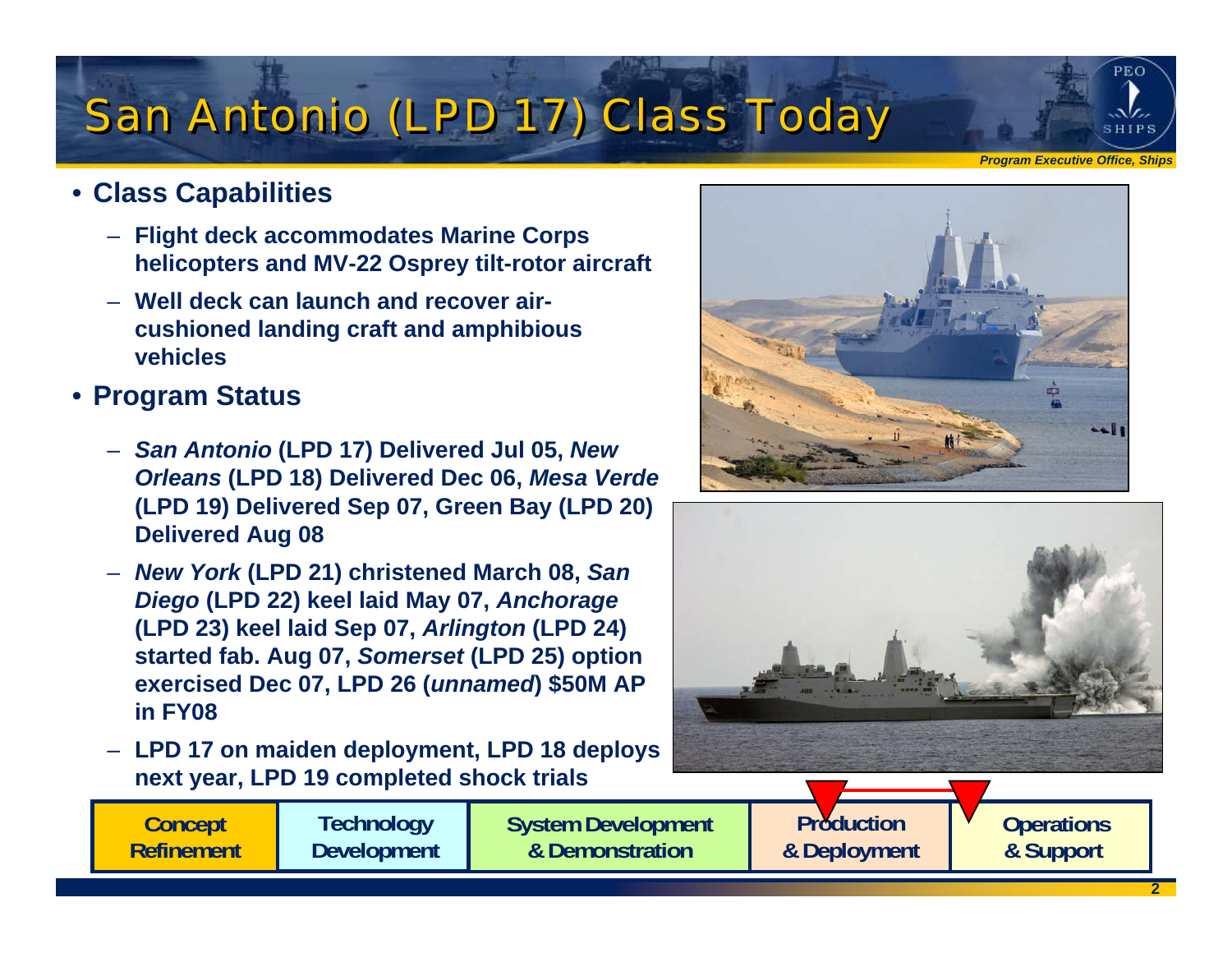# San Antonio (LPD 17) Class Today

- **Class Capabilities**
  - **Flight deck accommodates Marine Corps helicopters and MV-22 Osprey tilt-rotor aircraft**
  - **Well deck can launch and recover air-cushioned landing craft and amphibious vehicles**
- **Program Status**
  - ***San Antonio* (LPD 17) Delivered Jul 05, *New Orleans* (LPD 18) Delivered Dec 06, *Mesa Verde* (LPD 19) Delivered Sep 07, Green Bay (LPD 20) Delivered Aug 08**
  - ***New York* (LPD 21) christened March 08, *San Diego* (LPD 22) keel laid May 07, *Anchorage* (LPD 23) keel laid Sep 07, *Arlington* (LPD 24) started fab. Aug 07, *Somerset* (LPD 25) option exercised Dec 07, LPD 26 (*unnamed*) $50M AP in FY08**
  - **LPD 17 on maiden deployment, LPD 18 deploys next year, LPD 19 completed shock trials**

| Concept Refinement | Technology Development | System Development & Demonstration | Production & Deployment | Operations & Support |
|---|---|---|---|---|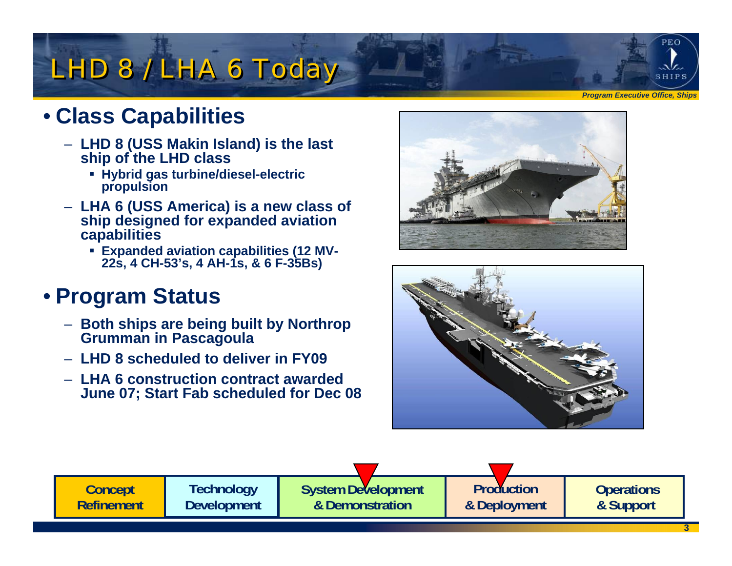# LHD 8 / LHA 6 Today

- **Class Capabilities**
  - **LHD 8 (USS Makin Island) is the last ship of the LHD class**
    - **Hybrid gas turbine/diesel-electric propulsion**
  - **LHA 6 (USS America) is a new class of ship designed for expanded aviation capabilities**
    - **Expanded aviation capabilities (12 MV-22s, 4 CH-53's, 4 AH-1s, & 6 F-35Bs)**

- **Program Status**
  - **Both ships are being built by Northrop Grumman in Pascagoula**
  - **LHD 8 scheduled to deliver in FY09**
  - **LHA 6 construction contract awarded June 07; Start Fab scheduled for Dec 08**

| Concept Refinement | Technology Development | System Development & Demonstration | Production & Deployment | Operations & Support |
|---|---|---|---|---|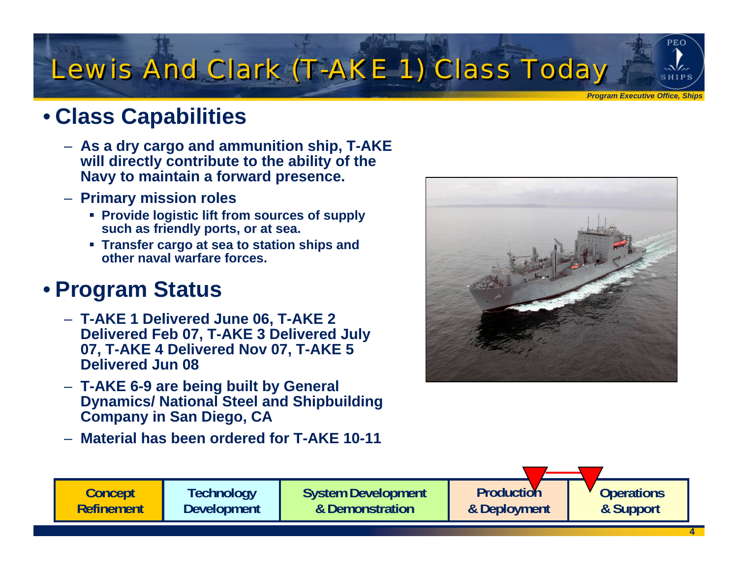# Lewis And Clark (T-AKE 1) Class Today

- **Class Capabilities**
  - **As a dry cargo and ammunition ship, T-AKE will directly contribute to the ability of the Navy to maintain a forward presence.**
  - **Primary mission roles**
    - **Provide logistic lift from sources of supply such as friendly ports, or at sea.**
    - **Transfer cargo at sea to station ships and other naval warfare forces.**

- **Program Status**
  - **T-AKE 1 Delivered June 06, T-AKE 2 Delivered Feb 07, T-AKE 3 Delivered July 07, T-AKE 4 Delivered Nov 07, T-AKE 5 Delivered Jun 08**
  - **T-AKE 6-9 are being built by General Dynamics/ National Steel and Shipbuilding Company in San Diego, CA**
  - **Material has been ordered for T-AKE 10-11**

| Concept Refinement | Technology Development | System Development & Demonstration | Production & Deployment | Operations & Support |
|---|---|---|---|---|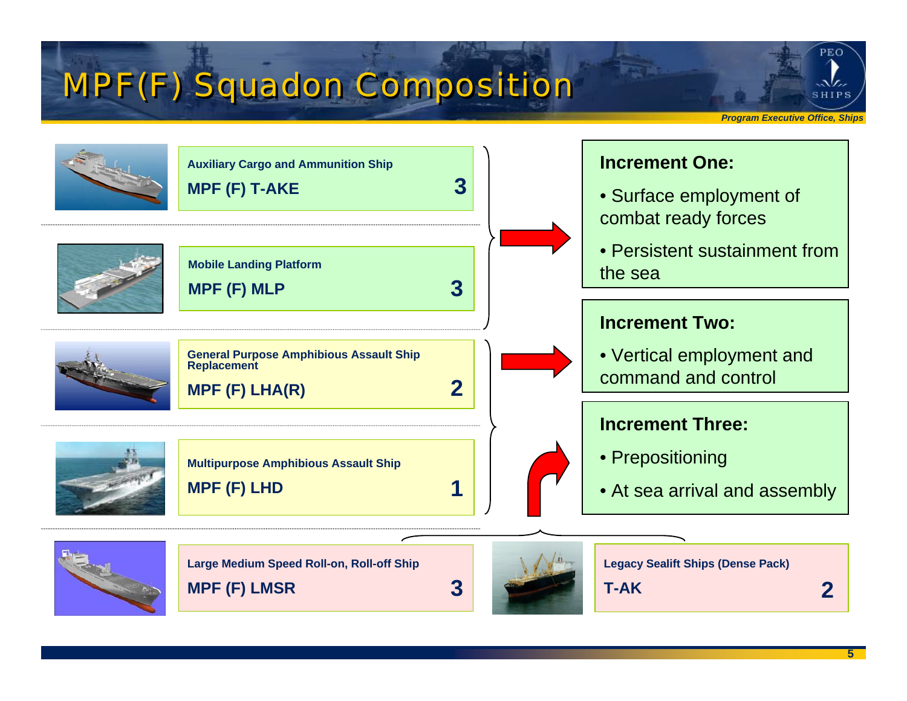# MPF(F) Squadon Composition

*Program Executive Office, Ships*

| Ship Type | Designation | Quantity |
|---|---|---|
| Auxiliary Cargo and Ammunition Ship | MPF (F) T-AKE | 3 |
| Mobile Landing Platform | MPF (F) MLP | 3 |
| General Purpose Amphibious Assault Ship Replacement | MPF (F) LHA(R) | 2 |
| Multipurpose Amphibious Assault Ship | MPF (F) LHD | 1 |
| Large Medium Speed Roll-on, Roll-off Ship | MPF (F) LMSR | 3 |
| Legacy Sealift Ships (Dense Pack) | T-AK | 2 |

**Increment One:**

- Surface employment of combat ready forces
- Persistent sustainment from the sea

**Increment Two:**

- Vertical employment and command and control

**Increment Three:**

- Prepositioning
- At sea arrival and assembly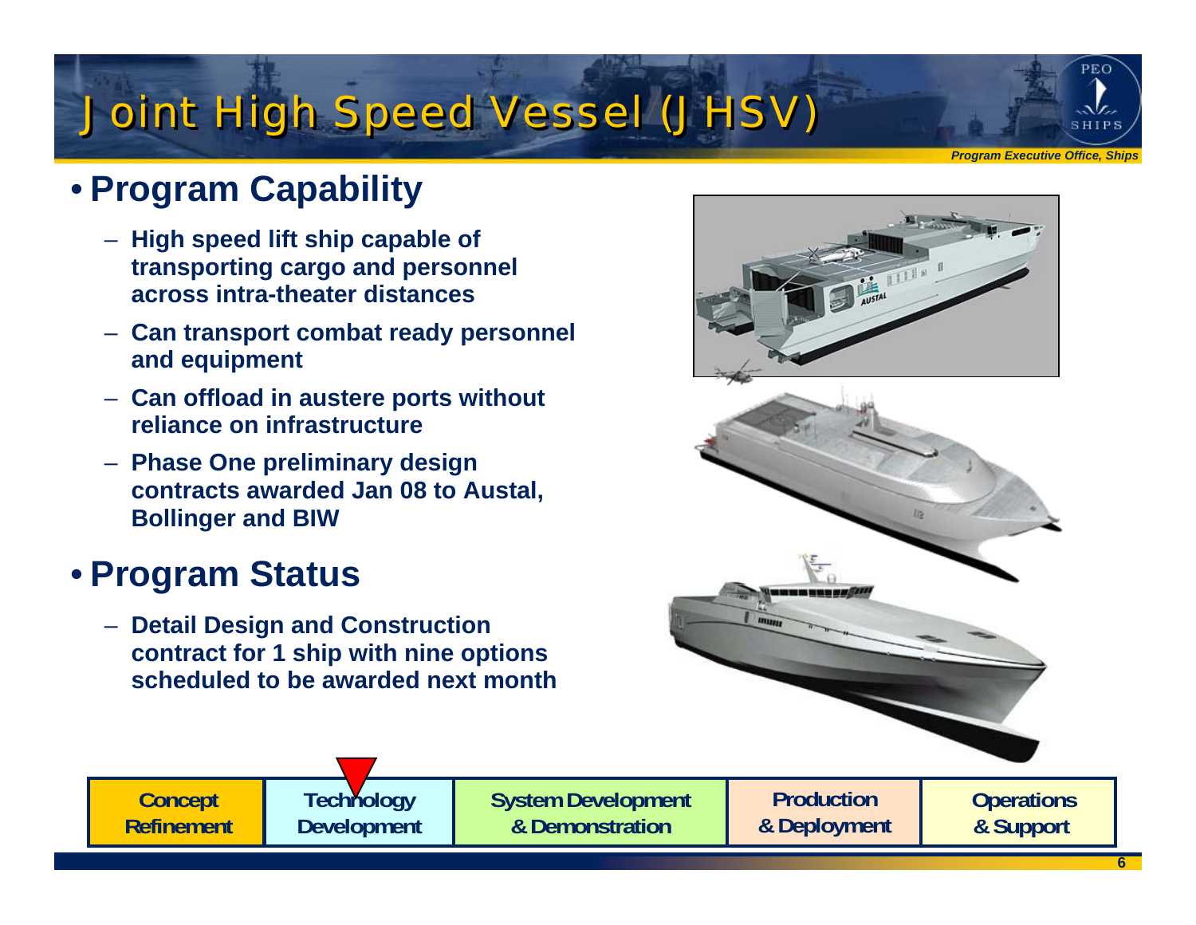# Joint High Speed Vessel (JHSV)

- **Program Capability**
  - **High speed lift ship capable of transporting cargo and personnel across intra-theater distances**
  - **Can transport combat ready personnel and equipment**
  - **Can offload in austere ports without reliance on infrastructure**
  - **Phase One preliminary design contracts awarded Jan 08 to Austal, Bollinger and BIW**
- **Program Status**
  - **Detail Design and Construction contract for 1 ship with nine options scheduled to be awarded next month**

| Concept Refinement | Technology Development | System Development & Demonstration | Production & Deployment | Operations & Support |
|---|---|---|---|---|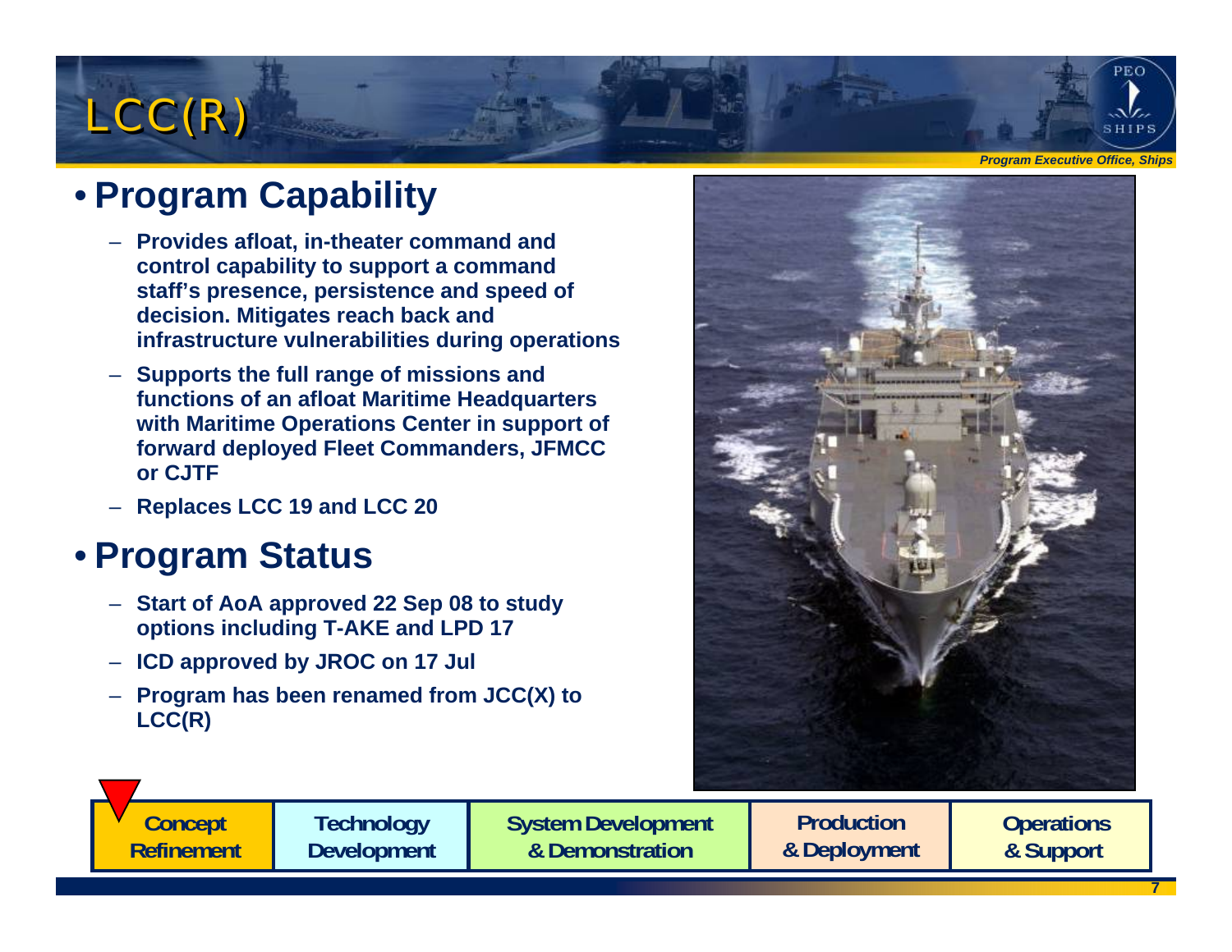# LCC(R)

## Program Capability

- Provides afloat, in-theater command and control capability to support a command staff's presence, persistence and speed of decision. Mitigates reach back and infrastructure vulnerabilities during operations
- Supports the full range of missions and functions of an afloat Maritime Headquarters with Maritime Operations Center in support of forward deployed Fleet Commanders, JFMCC or CJTF
- Replaces LCC 19 and LCC 20

## Program Status

- Start of AoA approved 22 Sep 08 to study options including T-AKE and LPD 17
- ICD approved by JROC on 17 Jul
- Program has been renamed from JCC(X) to LCC(R)

| Concept Refinement | Technology Development | System Development & Demonstration | Production & Deployment | Operations & Support |
|---|---|---|---|---|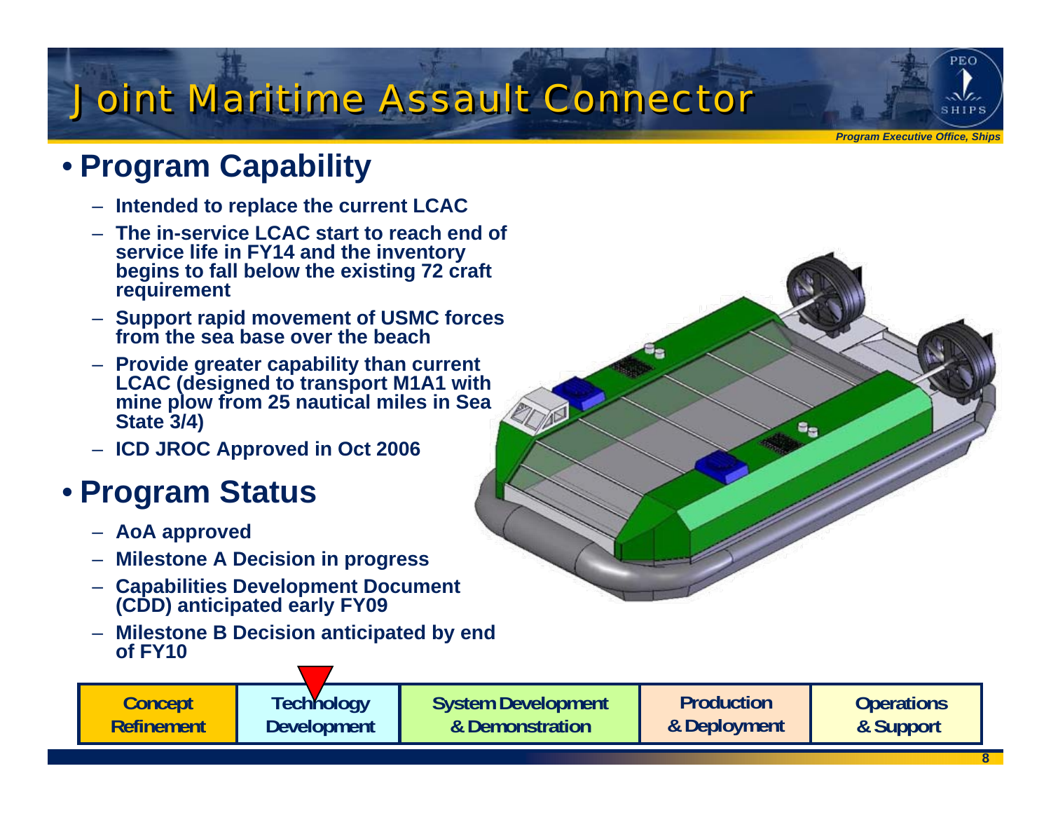# Joint Maritime Assault Connector

## Program Capability

- Intended to replace the current LCAC
- The in-service LCAC start to reach end of service life in FY14 and the inventory begins to fall below the existing 72 craft requirement
- Support rapid movement of USMC forces from the sea base over the beach
- Provide greater capability than current LCAC (designed to transport M1A1 with mine plow from 25 nautical miles in Sea State 3/4)
- ICD JROC Approved in Oct 2006

## Program Status

- AoA approved
- Milestone A Decision in progress
- Capabilities Development Document (CDD) anticipated early FY09
- Milestone B Decision anticipated by end of FY10

| Concept Refinement | Technology Development | System Development & Demonstration | Production & Deployment | Operations & Support |
|---|---|---|---|---|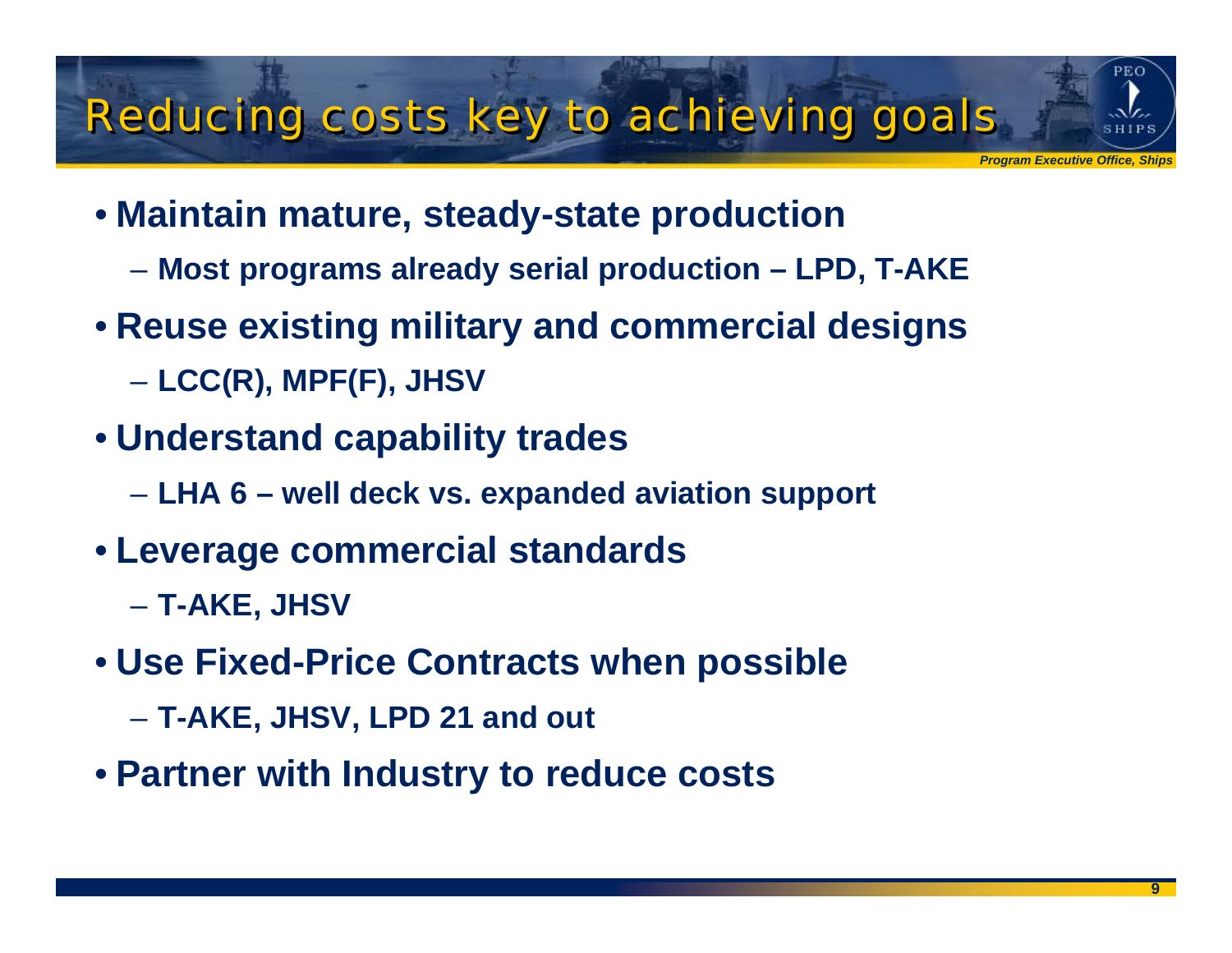# Reducing costs key to achieving goals

- **Maintain mature, steady-state production**
  - **Most programs already serial production – LPD, T-AKE**
- **Reuse existing military and commercial designs**
  - **LCC(R), MPF(F), JHSV**
- **Understand capability trades**
  - **LHA 6 – well deck vs. expanded aviation support**
- **Leverage commercial standards**
  - **T-AKE, JHSV**
- **Use Fixed-Price Contracts when possible**
  - **T-AKE, JHSV, LPD 21 and out**
- **Partner with Industry to reduce costs**